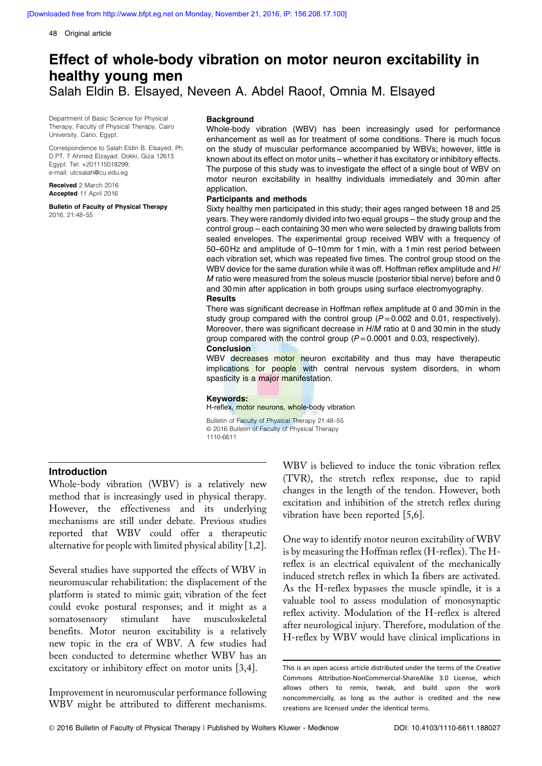# Effect of whole-body vibration on motor neuron excitability in healthy young men

Salah Eldin B. Elsayed, Neveen A. Abdel Raoof, Omnia M. Elsayed

Department of Basic Science for Physical Therapy, Faculty of Physical Therapy, Cairo University, Cario, Egypt.

Correspondence to Salah Eldin B. Elsayed, Ph. D.PT, 7 Ahmed Elzayad, Dokki, Giza 12613 Egypt. Tel: +201115018299; e-mail: utcsalah@cu.edu.eg

**Received** 2 March 2016
**Accepted** 11 April 2016

**Bulletin of Faculty of Physical Therapy** 2016, 21:48–55

### Background

Whole-body vibration (WBV) has been increasingly used for performance enhancement as well as for treatment of some conditions. There is much focus on the study of muscular performance accompanied by WBVs; however, little is known about its effect on motor units – whether it has excitatory or inhibitory effects. The purpose of this study was to investigate the effect of a single bout of WBV on motor neuron excitability in healthy individuals immediately and 30 min after application.

### Participants and methods

Sixty healthy men participated in this study; their ages ranged between 18 and 25 years. They were randomly divided into two equal groups – the study group and the control group – each containing 30 men who were selected by drawing ballots from sealed envelopes. The experimental group received WBV with a frequency of 50–60 Hz and amplitude of 0–10 mm for 1 min, with a 1 min rest period between each vibration set, which was repeated five times. The control group stood on the WBV device for the same duration while it was off. Hoffman reflex amplitude and *H*/*M* ratio were measured from the soleus muscle (posterior tibial nerve) before and 0 and 30 min after application in both groups using surface electromyography.

### Results

There was significant decrease in Hoffman reflex amplitude at 0 and 30 min in the study group compared with the control group ($P = 0.002$ and 0.01, respectively). Moreover, there was significant decrease in *H*/*M* ratio at 0 and 30 min in the study group compared with the control group ($P = 0.0001$ and 0.03, respectively).

### Conclusion

WBV decreases motor neuron excitability and thus may have therapeutic implications for people with central nervous system disorders, in whom spasticity is a major manifestation.

**Keywords:**
H-reflex, motor neurons, whole-body vibration

Bulletin of Faculty of Physical Therapy 21:48–55
© 2016 Bulletin of Faculty of Physical Therapy
1110-6611

## Introduction

Whole-body vibration (WBV) is a relatively new method that is increasingly used in physical therapy. However, the effectiveness and its underlying mechanisms are still under debate. Previous studies reported that WBV could offer a therapeutic alternative for people with limited physical ability [1,2].

Several studies have supported the effects of WBV in neuromuscular rehabilitation: the displacement of the platform is stated to mimic gait; vibration of the feet could evoke postural responses; and it might as a somatosensory stimulant have musculoskeletal benefits. Motor neuron excitability is a relatively new topic in the era of WBV. A few studies had been conducted to determine whether WBV has an excitatory or inhibitory effect on motor units [3,4].

Improvement in neuromuscular performance following WBV might be attributed to different mechanisms. WBV is believed to induce the tonic vibration reflex (TVR), the stretch reflex response, due to rapid changes in the length of the tendon. However, both excitation and inhibition of the stretch reflex during vibration have been reported [5,6].

One way to identify motor neuron excitability of WBV is by measuring the Hoffman reflex (H-reflex). The H-reflex is an electrical equivalent of the mechanically induced stretch reflex in which Ia fibers are activated. As the H-reflex bypasses the muscle spindle, it is a valuable tool to assess modulation of monosynaptic reflex activity. Modulation of the H-reflex is altered after neurological injury. Therefore, modulation of the H-reflex by WBV would have clinical implications in

This is an open access article distributed under the terms of the Creative Commons Attribution-NonCommercial-ShareAlike 3.0 License, which allows others to remix, tweak, and build upon the work noncommercially, as long as the author is credited and the new creations are licensed under the identical terms.

© 2016 Bulletin of Faculty of Physical Therapy | Published by Wolters Kluwer - Medknow DOI: 10.4103/1110-6611.188027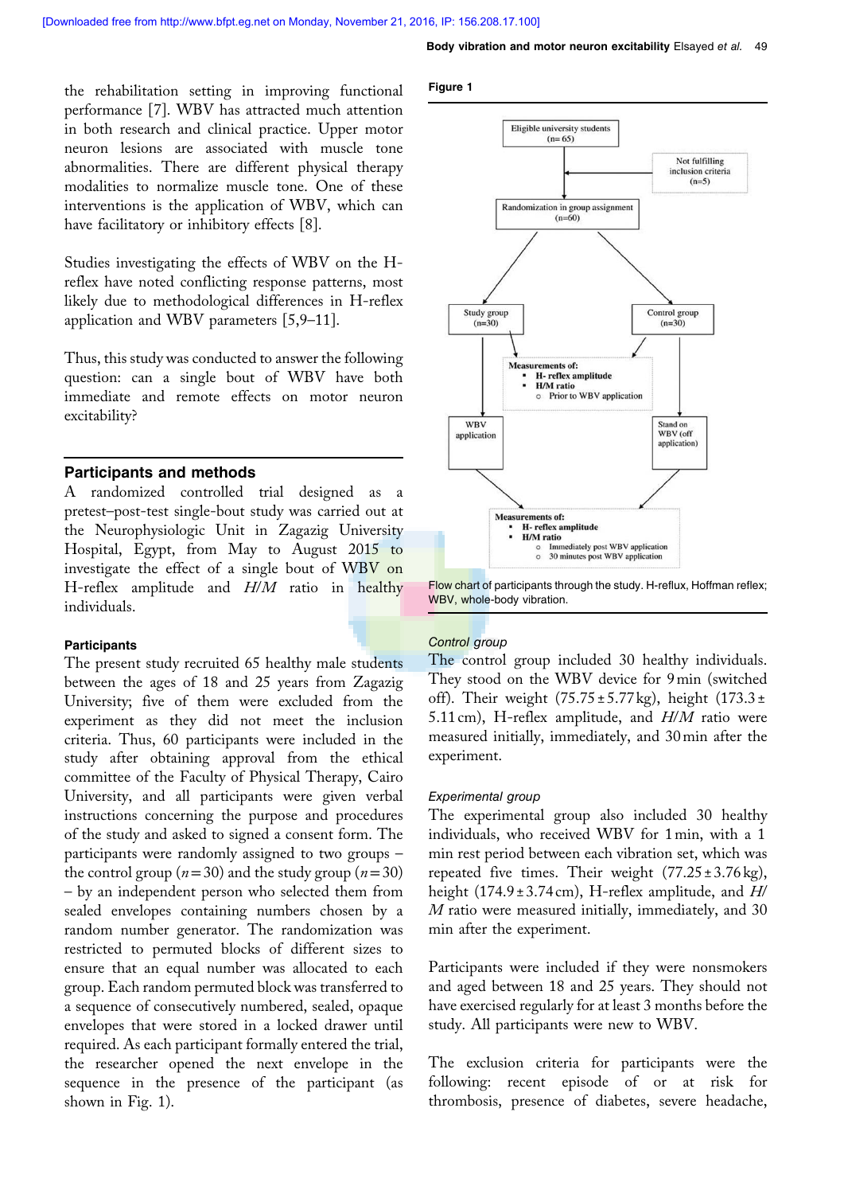the rehabilitation setting in improving functional performance [7]. WBV has attracted much attention in both research and clinical practice. Upper motor neuron lesions are associated with muscle tone abnormalities. There are different physical therapy modalities to normalize muscle tone. One of these interventions is the application of WBV, which can have facilitatory or inhibitory effects [8].

Studies investigating the effects of WBV on the H-reflex have noted conflicting response patterns, most likely due to methodological differences in H-reflex application and WBV parameters [5,9–11].

Thus, this study was conducted to answer the following question: can a single bout of WBV have both immediate and remote effects on motor neuron excitability?

## Participants and methods

A randomized controlled trial designed as a pretest–post-test single-bout study was carried out at the Neurophysiologic Unit in Zagazig University Hospital, Egypt, from May to August 2015 to investigate the effect of a single bout of WBV on H-reflex amplitude and *H/M* ratio in healthy individuals.

### Participants

The present study recruited 65 healthy male students between the ages of 18 and 25 years from Zagazig University; five of them were excluded from the experiment as they did not meet the inclusion criteria. Thus, 60 participants were included in the study after obtaining approval from the ethical committee of the Faculty of Physical Therapy, Cairo University, and all participants were given verbal instructions concerning the purpose and procedures of the study and asked to signed a consent form. The participants were randomly assigned to two groups – the control group ($n=30$) and the study group ($n=30$) – by an independent person who selected them from sealed envelopes containing numbers chosen by a random number generator. The randomization was restricted to permuted blocks of different sizes to ensure that an equal number was allocated to each group. Each random permuted block was transferred to a sequence of consecutively numbered, sealed, opaque envelopes that were stored in a locked drawer until required. As each participant formally entered the trial, the researcher opened the next envelope in the sequence in the presence of the participant (as shown in Fig. 1).

**Figure 1**

Eligible university students (n= 65)

Not fulfilling inclusion criteria (n=5)

Randomization in group assignment (n=60)

Study group (n=30)

Control group (n=30)

**Measurements of:**
- **H- reflex amplitude**
- **H/M ratio**
  - Prior to WBV application

WBV application

Stand on WBV (off application)

**Measurements of:**
- **H- reflex amplitude**
- **H/M ratio**
  - Immediately post WBV application
  - 30 minutes post WBV application

Flow chart of participants through the study. H-reflux, Hoffman reflex; WBV, whole-body vibration.

#### *Control group*

The control group included 30 healthy individuals. They stood on the WBV device for 9 min (switched off). Their weight (75.75 ± 5.77 kg), height (173.3 ± 5.11 cm), H-reflex amplitude, and *H/M* ratio were measured initially, immediately, and 30 min after the experiment.

#### *Experimental group*

The experimental group also included 30 healthy individuals, who received WBV for 1 min, with a 1 min rest period between each vibration set, which was repeated five times. Their weight (77.25 ± 3.76 kg), height (174.9 ± 3.74 cm), H-reflex amplitude, and *H/M* ratio were measured initially, immediately, and 30 min after the experiment.

Participants were included if they were nonsmokers and aged between 18 and 25 years. They should not have exercised regularly for at least 3 months before the study. All participants were new to WBV.

The exclusion criteria for participants were the following: recent episode of or at risk for thrombosis, presence of diabetes, severe headache,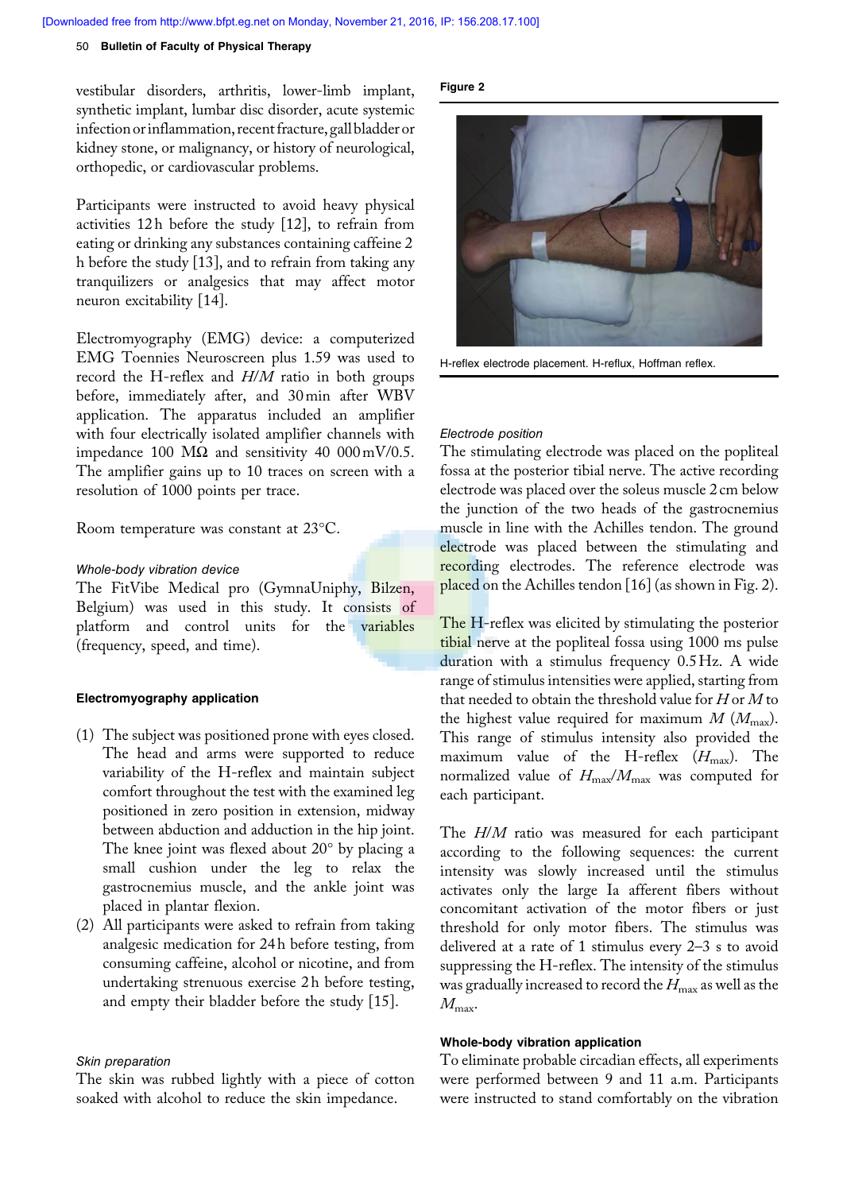vestibular disorders, arthritis, lower-limb implant, synthetic implant, lumbar disc disorder, acute systemic infection or inflammation, recent fracture, gall bladder or kidney stone, or malignancy, or history of neurological, orthopedic, or cardiovascular problems.

Participants were instructed to avoid heavy physical activities 12 h before the study [12], to refrain from eating or drinking any substances containing caffeine 2 h before the study [13], and to refrain from taking any tranquilizers or analgesics that may affect motor neuron excitability [14].

Electromyography (EMG) device: a computerized EMG Toennies Neuroscreen plus 1.59 was used to record the H-reflex and *H/M* ratio in both groups before, immediately after, and 30 min after WBV application. The apparatus included an amplifier with four electrically isolated amplifier channels with impedance 100 MΩ and sensitivity 40 000 mV/0.5. The amplifier gains up to 10 traces on screen with a resolution of 1000 points per trace.

Room temperature was constant at 23°C.

### *Whole-body vibration device*

The FitVibe Medical pro (GymnaUniphy, Bilzen, Belgium) was used in this study. It consists of platform and control units for the variables (frequency, speed, and time).

## Electromyography application

1. The subject was positioned prone with eyes closed. The head and arms were supported to reduce variability of the H-reflex and maintain subject comfort throughout the test with the examined leg positioned in zero position in extension, midway between abduction and adduction in the hip joint. The knee joint was flexed about 20° by placing a small cushion under the leg to relax the gastrocnemius muscle, and the ankle joint was placed in plantar flexion.
2. All participants were asked to refrain from taking analgesic medication for 24 h before testing, from consuming caffeine, alcohol or nicotine, and from undertaking strenuous exercise 2 h before testing, and empty their bladder before the study [15].

### *Skin preparation*

The skin was rubbed lightly with a piece of cotton soaked with alcohol to reduce the skin impedance.

**Figure 2**

H-reflex electrode placement. H-reflux, Hoffman reflex.

### *Electrode position*

The stimulating electrode was placed on the popliteal fossa at the posterior tibial nerve. The active recording electrode was placed over the soleus muscle 2 cm below the junction of the two heads of the gastrocnemius muscle in line with the Achilles tendon. The ground electrode was placed between the stimulating and recording electrodes. The reference electrode was placed on the Achilles tendon [16] (as shown in Fig. 2).

The H-reflex was elicited by stimulating the posterior tibial nerve at the popliteal fossa using 1000 ms pulse duration with a stimulus frequency 0.5 Hz. A wide range of stimulus intensities were applied, starting from that needed to obtain the threshold value for *H* or *M* to the highest value required for maximum *M* ($M_{max}$). This range of stimulus intensity also provided the maximum value of the H-reflex ($H_{max}$). The normalized value of $H_{max}/M_{max}$ was computed for each participant.

The *H/M* ratio was measured for each participant according to the following sequences: the current intensity was slowly increased until the stimulus activates only the large Ia afferent fibers without concomitant activation of the motor fibers or just threshold for only motor fibers. The stimulus was delivered at a rate of 1 stimulus every 2–3 s to avoid suppressing the H-reflex. The intensity of the stimulus was gradually increased to record the $H_{max}$ as well as the $M_{max}$.

## Whole-body vibration application

To eliminate probable circadian effects, all experiments were performed between 9 and 11 a.m. Participants were instructed to stand comfortably on the vibration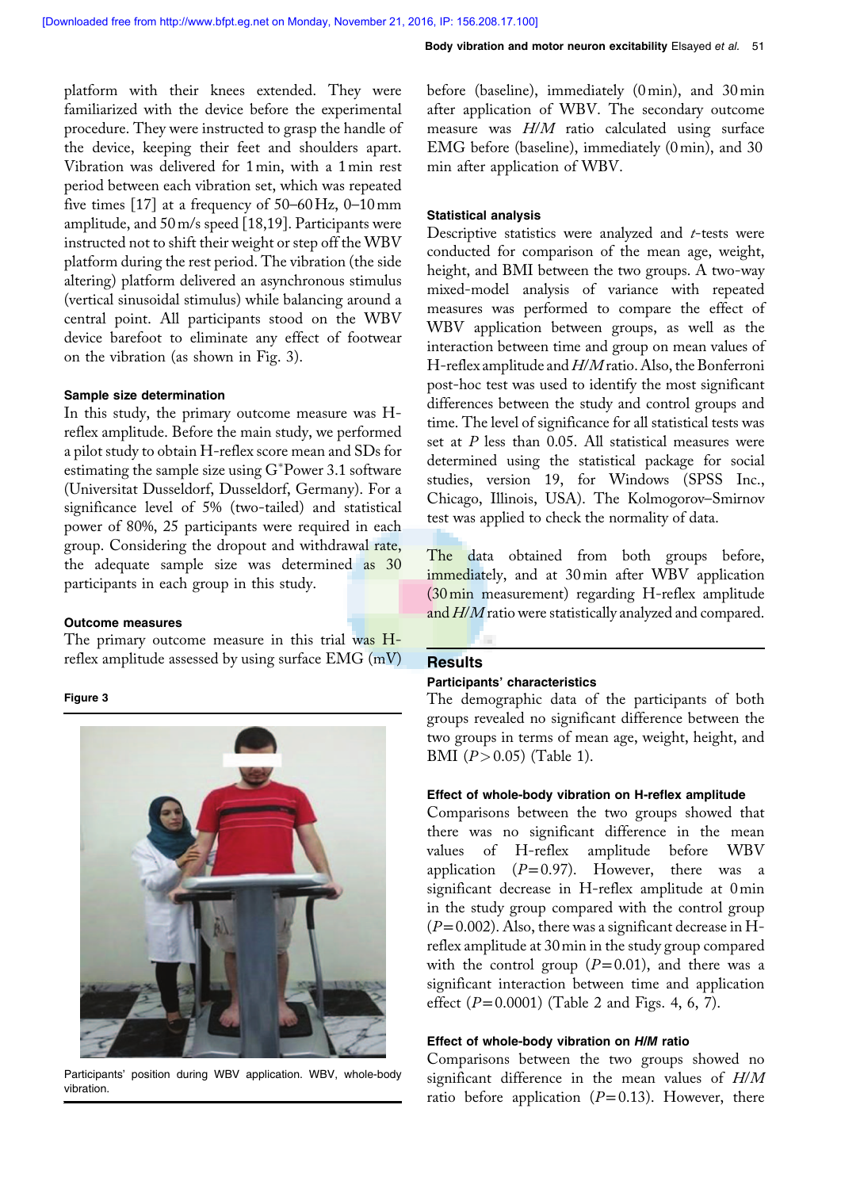platform with their knees extended. They were familiarized with the device before the experimental procedure. They were instructed to grasp the handle of the device, keeping their feet and shoulders apart. Vibration was delivered for 1 min, with a 1 min rest period between each vibration set, which was repeated five times [17] at a frequency of 50–60 Hz, 0–10 mm amplitude, and 50 m/s speed [18,19]. Participants were instructed not to shift their weight or step off the WBV platform during the rest period. The vibration (the side altering) platform delivered an asynchronous stimulus (vertical sinusoidal stimulus) while balancing around a central point. All participants stood on the WBV device barefoot to eliminate any effect of footwear on the vibration (as shown in Fig. 3).

#### Sample size determination

In this study, the primary outcome measure was H-reflex amplitude. Before the main study, we performed a pilot study to obtain H-reflex score mean and SDs for estimating the sample size using G*Power 3.1 software (Universitat Dusseldorf, Dusseldorf, Germany). For a significance level of 5% (two-tailed) and statistical power of 80%, 25 participants were required in each group. Considering the dropout and withdrawal rate, the adequate sample size was determined as 30 participants in each group in this study.

#### Outcome measures

The primary outcome measure in this trial was H-reflex amplitude assessed by using surface EMG (mV) before (baseline), immediately (0 min), and 30 min after application of WBV. The secondary outcome measure was *H*/*M* ratio calculated using surface EMG before (baseline), immediately (0 min), and 30 min after application of WBV.

**Figure 3**

Participants' position during WBV application. WBV, whole-body vibration.

#### Statistical analysis

Descriptive statistics were analyzed and *t*-tests were conducted for comparison of the mean age, weight, height, and BMI between the two groups. A two-way mixed-model analysis of variance with repeated measures was performed to compare the effect of WBV application between groups, as well as the interaction between time and group on mean values of H-reflex amplitude and *H*/*M* ratio. Also, the Bonferroni post-hoc test was used to identify the most significant differences between the study and control groups and time. The level of significance for all statistical tests was set at *P* less than 0.05. All statistical measures were determined using the statistical package for social studies, version 19, for Windows (SPSS Inc., Chicago, Illinois, USA). The Kolmogorov–Smirnov test was applied to check the normality of data.

The data obtained from both groups before, immediately, and at 30 min after WBV application (30 min measurement) regarding H-reflex amplitude and *H*/*M* ratio were statistically analyzed and compared.

## Results

#### Participants' characteristics

The demographic data of the participants of both groups revealed no significant difference between the two groups in terms of mean age, weight, height, and BMI ($P > 0.05$) (Table 1).

#### Effect of whole-body vibration on H-reflex amplitude

Comparisons between the two groups showed that there was no significant difference in the mean values of H-reflex amplitude before WBV application ($P = 0.97$). However, there was a significant decrease in H-reflex amplitude at 0 min in the study group compared with the control group ($P = 0.002$). Also, there was a significant decrease in H-reflex amplitude at 30 min in the study group compared with the control group ($P = 0.01$), and there was a significant interaction between time and application effect ($P = 0.0001$) (Table 2 and Figs. 4, 6, 7).

#### Effect of whole-body vibration on *H*/*M* ratio

Comparisons between the two groups showed no significant difference in the mean values of *H*/*M* ratio before application ($P = 0.13$). However, there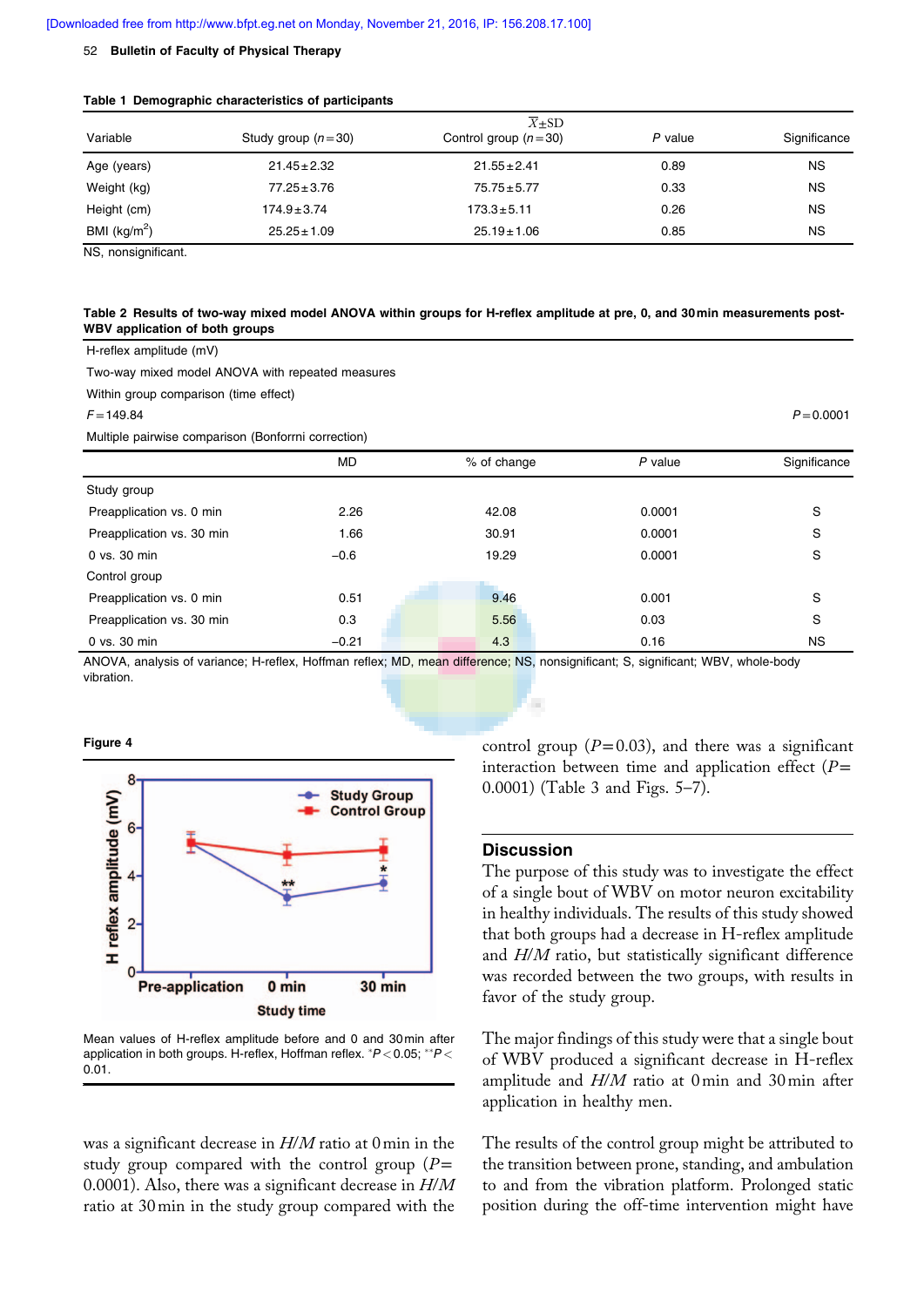**Table 1 Demographic characteristics of participants**

| Variable | Study group ($n$=30) | Control group ($n$=30) | $P$ value | Significance |
|---|---|---|---|---|
| | $\overline{X}$±SD | | | |
| Age (years) | 21.45±2.32 | 21.55±2.41 | 0.89 | NS |
| Weight (kg) | 77.25±3.76 | 75.75±5.77 | 0.33 | NS |
| Height (cm) | 174.9±3.74 | 173.3±5.11 | 0.26 | NS |
| BMI (kg/m$^2$) | 25.25±1.09 | 25.19±1.06 | 0.85 | NS |

NS, nonsignificant.

**Table 2 Results of two-way mixed model ANOVA within groups for H-reflex amplitude at pre, 0, and 30 min measurements post-WBV application of both groups**

H-reflex amplitude (mV)

Two-way mixed model ANOVA with repeated measures

Within group comparison (time effect)

$F$=149.84 $P$=0.0001

Multiple pairwise comparison (Bonforrni correction)

| | MD | % of change | $P$ value | Significance |
|---|---|---|---|---|
| Study group | | | | |
| Preapplication vs. 0 min | 2.26 | 42.08 | 0.0001 | S |
| Preapplication vs. 30 min | 1.66 | 30.91 | 0.0001 | S |
| 0 vs. 30 min | −0.6 | 19.29 | 0.0001 | S |
| Control group | | | | |
| Preapplication vs. 0 min | 0.51 | 9.46 | 0.001 | S |
| Preapplication vs. 30 min | 0.3 | 5.56 | 0.03 | S |
| 0 vs. 30 min | −0.21 | 4.3 | 0.16 | NS |

ANOVA, analysis of variance; H-reflex, Hoffman reflex; MD, mean difference; NS, nonsignificant; S, significant; WBV, whole-body vibration.

**Figure 4**

Mean values of H-reflex amplitude before and 0 and 30 min after application in both groups. H-reflex, Hoffman reflex. *$P<0.05$; **$P<0.01$.

was a significant decrease in $H/M$ ratio at 0 min in the study group compared with the control group ($P$=0.0001). Also, there was a significant decrease in $H/M$ ratio at 30 min in the study group compared with the control group ($P$=0.03), and there was a significant interaction between time and application effect ($P$=0.0001) (Table 3 and Figs. 5–7).

## Discussion

The purpose of this study was to investigate the effect of a single bout of WBV on motor neuron excitability in healthy individuals. The results of this study showed that both groups had a decrease in H-reflex amplitude and $H/M$ ratio, but statistically significant difference was recorded between the two groups, with results in favor of the study group.

The major findings of this study were that a single bout of WBV produced a significant decrease in H-reflex amplitude and $H/M$ ratio at 0 min and 30 min after application in healthy men.

The results of the control group might be attributed to the transition between prone, standing, and ambulation to and from the vibration platform. Prolonged static position during the off-time intervention might have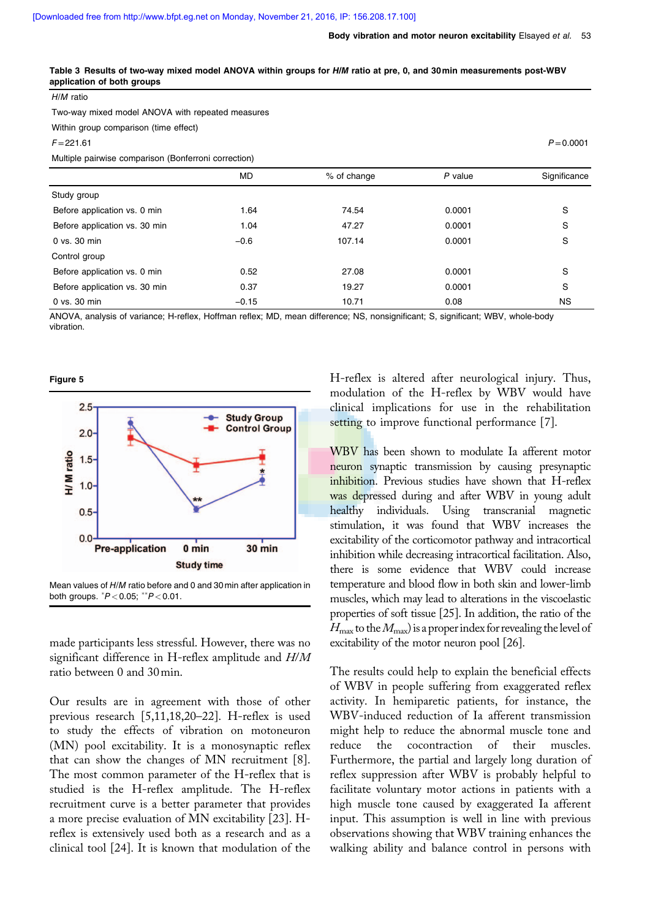**Table 3 Results of two-way mixed model ANOVA within groups for *H/M* ratio at pre, 0, and 30 min measurements post-WBV application of both groups**

| *H/M* ratio | | | | |
|---|---|---|---|---|
| Two-way mixed model ANOVA with repeated measures | | | | |
| Within group comparison (time effect) | | | | |
| $F=221.61$ | | | | $P=0.0001$ |
| Multiple pairwise comparison (Bonferroni correction) | | | | |
| | MD | % of change | *P* value | Significance |
| Study group | | | | |
| Before application vs. 0 min | 1.64 | 74.54 | 0.0001 | S |
| Before application vs. 30 min | 1.04 | 47.27 | 0.0001 | S |
| 0 vs. 30 min | −0.6 | 107.14 | 0.0001 | S |
| Control group | | | | |
| Before application vs. 0 min | 0.52 | 27.08 | 0.0001 | S |
| Before application vs. 30 min | 0.37 | 19.27 | 0.0001 | S |
| 0 vs. 30 min | −0.15 | 10.71 | 0.08 | NS |

ANOVA, analysis of variance; H-reflex, Hoffman reflex; MD, mean difference; NS, nonsignificant; S, significant; WBV, whole-body vibration.

**Figure 5**

Mean values of *H/M* ratio before and 0 and 30 min after application in both groups. $^{*}P<0.05$; $^{**}P<0.01$.

made participants less stressful. However, there was no significant difference in H-reflex amplitude and *H/M* ratio between 0 and 30 min.

Our results are in agreement with those of other previous research [5,11,18,20–22]. H-reflex is used to study the effects of vibration on motoneuron (MN) pool excitability. It is a monosynaptic reflex that can show the changes of MN recruitment [8]. The most common parameter of the H-reflex that is studied is the H-reflex amplitude. The H-reflex recruitment curve is a better parameter that provides a more precise evaluation of MN excitability [23]. H-reflex is extensively used both as a research and as a clinical tool [24]. It is known that modulation of the H-reflex is altered after neurological injury. Thus, modulation of the H-reflex by WBV would have clinical implications for use in the rehabilitation setting to improve functional performance [7].

WBV has been shown to modulate Ia afferent motor neuron synaptic transmission by causing presynaptic inhibition. Previous studies have shown that H-reflex was depressed during and after WBV in young adult healthy individuals. Using transcranial magnetic stimulation, it was found that WBV increases the excitability of the corticomotor pathway and intracortical inhibition while decreasing intracortical facilitation. Also, there is some evidence that WBV could increase temperature and blood flow in both skin and lower-limb muscles, which may lead to alterations in the viscoelastic properties of soft tissue [25]. In addition, the ratio of the $H_{max}$ to the $M_{max}$) is a proper index for revealing the level of excitability of the motor neuron pool [26].

The results could help to explain the beneficial effects of WBV in people suffering from exaggerated reflex activity. In hemiparetic patients, for instance, the WBV-induced reduction of Ia afferent transmission might help to reduce the abnormal muscle tone and reduce the cocontraction of their muscles. Furthermore, the partial and largely long duration of reflex suppression after WBV is probably helpful to facilitate voluntary motor actions in patients with a high muscle tone caused by exaggerated Ia afferent input. This assumption is well in line with previous observations showing that WBV training enhances the walking ability and balance control in persons with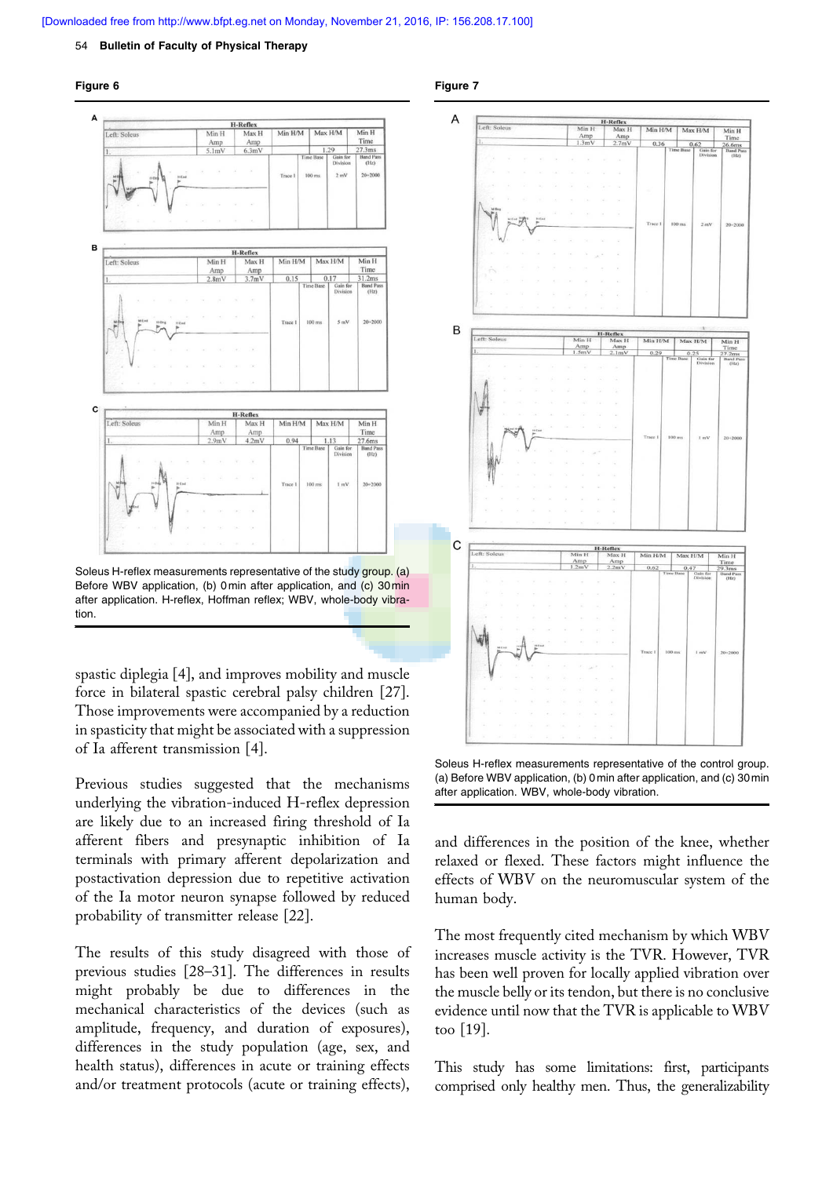**Figure 6**

Soleus H-reflex measurements representative of the study group. (a) Before WBV application, (b) 0 min after application, and (c) 30 min after application. H-reflex, Hoffman reflex; WBV, whole-body vibration.

**Figure 7**

Soleus H-reflex measurements representative of the control group. (a) Before WBV application, (b) 0 min after application, and (c) 30 min after application. WBV, whole-body vibration.

spastic diplegia [4], and improves mobility and muscle force in bilateral spastic cerebral palsy children [27]. Those improvements were accompanied by a reduction in spasticity that might be associated with a suppression of Ia afferent transmission [4].

Previous studies suggested that the mechanisms underlying the vibration-induced H-reflex depression are likely due to an increased firing threshold of Ia afferent fibers and presynaptic inhibition of Ia terminals with primary afferent depolarization and postactivation depression due to repetitive activation of the Ia motor neuron synapse followed by reduced probability of transmitter release [22].

The results of this study disagreed with those of previous studies [28–31]. The differences in results might probably be due to differences in the mechanical characteristics of the devices (such as amplitude, frequency, and duration of exposures), differences in the study population (age, sex, and health status), differences in acute or training effects and/or treatment protocols (acute or training effects), and differences in the position of the knee, whether relaxed or flexed. These factors might influence the effects of WBV on the neuromuscular system of the human body.

The most frequently cited mechanism by which WBV increases muscle activity is the TVR. However, TVR has been well proven for locally applied vibration over the muscle belly or its tendon, but there is no conclusive evidence until now that the TVR is applicable to WBV too [19].

This study has some limitations: first, participants comprised only healthy men. Thus, the generalizability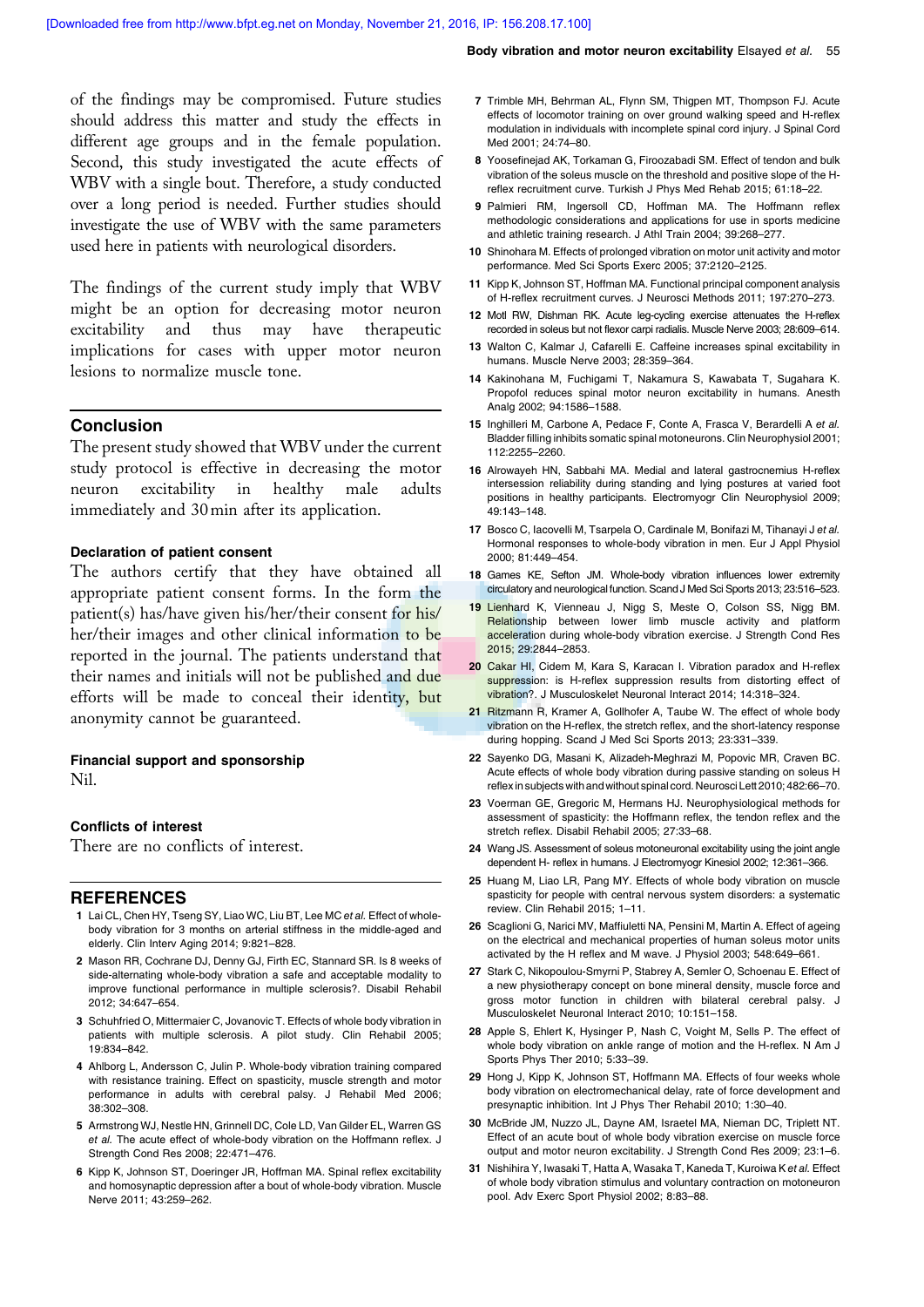of the findings may be compromised. Future studies should address this matter and study the effects in different age groups and in the female population. Second, this study investigated the acute effects of WBV with a single bout. Therefore, a study conducted over a long period is needed. Further studies should investigate the use of WBV with the same parameters used here in patients with neurological disorders.

The findings of the current study imply that WBV might be an option for decreasing motor neuron excitability and thus may have therapeutic implications for cases with upper motor neuron lesions to normalize muscle tone.

## Conclusion

The present study showed that WBV under the current study protocol is effective in decreasing the motor neuron excitability in healthy male adults immediately and 30 min after its application.

### Declaration of patient consent

The authors certify that they have obtained all appropriate patient consent forms. In the form the patient(s) has/have given his/her/their consent for his/her/their images and other clinical information to be reported in the journal. The patients understand that their names and initials will not be published and due efforts will be made to conceal their identity, but anonymity cannot be guaranteed.

### Financial support and sponsorship

Nil.

### Conflicts of interest

There are no conflicts of interest.

## REFERENCES

1. Lai CL, Chen HY, Tseng SY, Liao WC, Liu BT, Lee MC *et al.* Effect of whole-body vibration for 3 months on arterial stiffness in the middle-aged and elderly. Clin Interv Aging 2014; 9:821–828.
2. Mason RR, Cochrane DJ, Denny GJ, Firth EC, Stannard SR. Is 8 weeks of side-alternating whole-body vibration a safe and acceptable modality to improve functional performance in multiple sclerosis?. Disabil Rehabil 2012; 34:647–654.
3. Schuhfried O, Mittermaier C, Jovanovic T. Effects of whole body vibration in patients with multiple sclerosis. A pilot study. Clin Rehabil 2005; 19:834–842.
4. Ahlborg L, Andersson C, Julin P. Whole-body vibration training compared with resistance training. Effect on spasticity, muscle strength and motor performance in adults with cerebral palsy. J Rehabil Med 2006; 38:302–308.
5. Armstrong WJ, Nestle HN, Grinnell DC, Cole LD, Van Gilder EL, Warren GS *et al.* The acute effect of whole-body vibration on the Hoffmann reflex. J Strength Cond Res 2008; 22:471–476.
6. Kipp K, Johnson ST, Doeringer JR, Hoffman MA. Spinal reflex excitability and homosynaptic depression after a bout of whole-body vibration. Muscle Nerve 2011; 43:259–262.
7. Trimble MH, Behrman AL, Flynn SM, Thigpen MT, Thompson FJ. Acute effects of locomotor training on over ground walking speed and H-reflex modulation in individuals with incomplete spinal cord injury. J Spinal Cord Med 2001; 24:74–80.
8. Yoosefinejad AK, Torkaman G, Firoozabadi SM. Effect of tendon and bulk vibration of the soleus muscle on the threshold and positive slope of the H-reflex recruitment curve. Turkish J Phys Med Rehab 2015; 61:18–22.
9. Palmieri RM, Ingersoll CD, Hoffman MA. The Hoffmann reflex methodologic considerations and applications for use in sports medicine and athletic training research. J Athl Train 2004; 39:268–277.
10. Shinohara M. Effects of prolonged vibration on motor unit activity and motor performance. Med Sci Sports Exerc 2005; 37:2120–2125.
11. Kipp K, Johnson ST, Hoffman MA. Functional principal component analysis of H-reflex recruitment curves. J Neurosci Methods 2011; 197:270–273.
12. Motl RW, Dishman RK. Acute leg-cycling exercise attenuates the H-reflex recorded in soleus but not flexor carpi radialis. Muscle Nerve 2003; 28:609–614.
13. Walton C, Kalmar J, Cafarelli E. Caffeine increases spinal excitability in humans. Muscle Nerve 2003; 28:359–364.
14. Kakinohana M, Fuchigami T, Nakamura S, Kawabata T, Sugahara K. Propofol reduces spinal motor neuron excitability in humans. Anesth Analg 2002; 94:1586–1588.
15. Inghilleri M, Carbone A, Pedace F, Conte A, Frasca V, Berardelli A *et al.* Bladder filling inhibits somatic spinal motoneurons. Clin Neurophysiol 2001; 112:2255–2260.
16. Alrowayeh HN, Sabbahi MA. Medial and lateral gastrocnemius H-reflex intersession reliability during standing and lying postures at varied foot positions in healthy participants. Electromyogr Clin Neurophysiol 2009; 49:143–148.
17. Bosco C, Iacovelli M, Tsarpela O, Cardinale M, Bonifazi M, Tihanayi J *et al.* Hormonal responses to whole-body vibration in men. Eur J Appl Physiol 2000; 81:449–454.
18. Games KE, Sefton JM. Whole-body vibration influences lower extremity circulatory and neurological function. Scand J Med Sci Sports 2013; 23:516–523.
19. Lienhard K, Vienneau J, Nigg S, Meste O, Colson SS, Nigg BM. Relationship between lower limb muscle activity and platform acceleration during whole-body vibration exercise. J Strength Cond Res 2015; 29:2844–2853.
20. Cakar HI, Cidem M, Kara S, Karacan I. Vibration paradox and H-reflex suppression: is H-reflex suppression results from distorting effect of vibration?. J Musculoskelet Neuronal Interact 2014; 14:318–324.
21. Ritzmann R, Kramer A, Gollhofer A, Taube W. The effect of whole body vibration on the H-reflex, the stretch reflex, and the short-latency response during hopping. Scand J Med Sci Sports 2013; 23:331–339.
22. Sayenko DG, Masani K, Alizadeh-Meghrazi M, Popovic MR, Craven BC. Acute effects of whole body vibration during passive standing on soleus H reflex in subjects with and without spinal cord. Neurosci Lett 2010; 482:66–70.
23. Voerman GE, Gregoric M, Hermans HJ. Neurophysiological methods for assessment of spasticity: the Hoffmann reflex, the tendon reflex and the stretch reflex. Disabil Rehabil 2005; 27:33–68.
24. Wang JS. Assessment of soleus motoneuronal excitability using the joint angle dependent H- reflex in humans. J Electromyogr Kinesiol 2002; 12:361–366.
25. Huang M, Liao LR, Pang MY. Effects of whole body vibration on muscle spasticity for people with central nervous system disorders: a systematic review. Clin Rehabil 2015; 1–11.
26. Scaglioni G, Narici MV, Maffiuletti NA, Pensini M, Martin A. Effect of ageing on the electrical and mechanical properties of human soleus motor units activated by the H reflex and M wave. J Physiol 2003; 548:649–661.
27. Stark C, Nikopoulou-Smyrni P, Stabrey A, Semler O, Schoenau E. Effect of a new physiotherapy concept on bone mineral density, muscle force and gross motor function in children with bilateral cerebral palsy. J Musculoskelet Neuronal Interact 2010; 10:151–158.
28. Apple S, Ehlert K, Hysinger P, Nash C, Voight M, Sells P. The effect of whole body vibration on ankle range of motion and the H-reflex. N Am J Sports Phys Ther 2010; 5:33–39.
29. Hong J, Kipp K, Johnson ST, Hoffmann MA. Effects of four weeks whole body vibration on electromechanical delay, rate of force development and presynaptic inhibition. Int J Phys Ther Rehabil 2010; 1:30–40.
30. McBride JM, Nuzzo JL, Dayne AM, Israetel MA, Nieman DC, Triplett NT. Effect of an acute bout of whole body vibration exercise on muscle force output and motor neuron excitability. J Strength Cond Res 2009; 23:1–6.
31. Nishihira Y, Iwasaki T, Hatta A, Wasaka T, Kaneda T, Kuroiwa K *et al.* Effect of whole body vibration stimulus and voluntary contraction on motoneuron pool. Adv Exerc Sport Physiol 2002; 8:83–88.